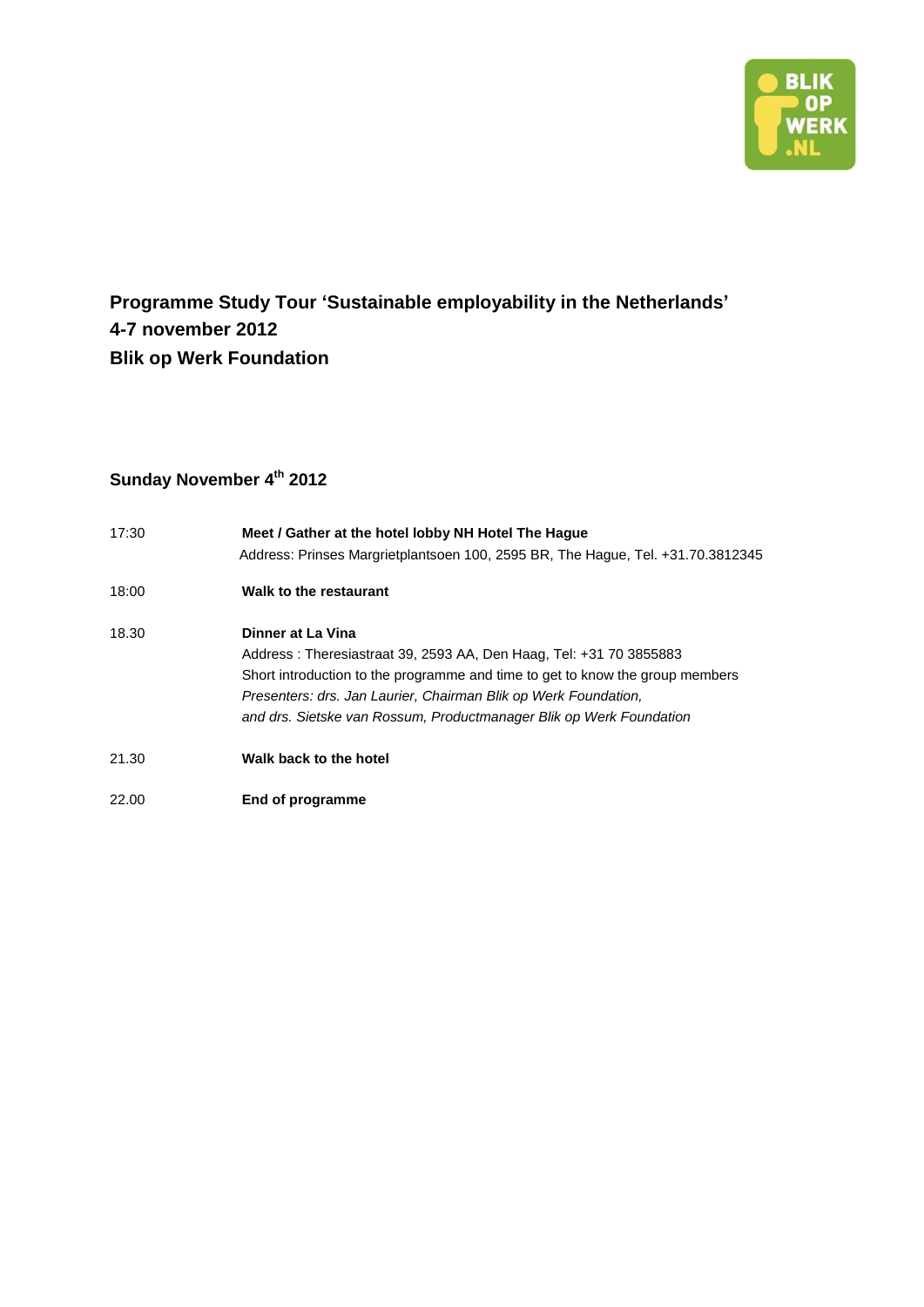# Programme Study Tour 'Sustainable employability in the Netherlands'
# 4-7 november 2012
# Blik op Werk Foundation

## Sunday November 4th 2012

| | |
|---|---|
| 17:30 | **Meet / Gather at the hotel lobby NH Hotel The Hague**<br>Address: Prinses Margrietplantsoen 100, 2595 BR, The Hague, Tel. +31.70.3812345 |
| 18:00 | **Walk to the restaurant** |
| 18.30 | **Dinner at La Vina**<br>Address : Theresiastraat 39, 2593 AA, Den Haag, Tel: +31 70 3855883<br>Short introduction to the programme and time to get to know the group members<br>*Presenters: drs. Jan Laurier, Chairman Blik op Werk Foundation,*<br>*and drs. Sietske van Rossum, Productmanager Blik op Werk Foundation* |
| 21.30 | **Walk back to the hotel** |
| 22.00 | **End of programme** |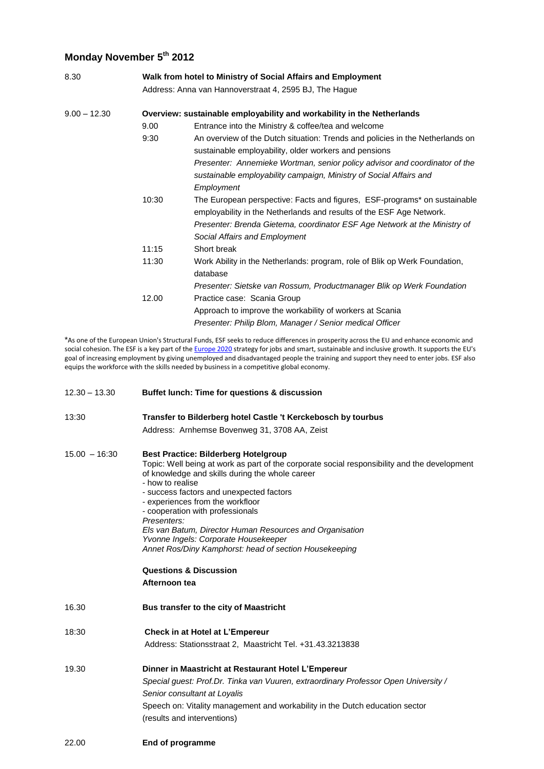## Monday November 5th 2012

| | | |
|---|---|---|
| 8.30 | **Walk from hotel to Ministry of Social Affairs and Employment** | |
| | Address: Anna van Hannoverstraat 4, 2595 BJ, The Hague | |
| 9.00 – 12.30 | **Overview: sustainable employability and workability in the Netherlands** | |
| | 9.00 | Entrance into the Ministry & coffee/tea and welcome |
| | 9:30 | An overview of the Dutch situation: Trends and policies in the Netherlands on sustainable employability, older workers and pensions<br>*Presenter: Annemieke Wortman, senior policy advisor and coordinator of the sustainable employability campaign, Ministry of Social Affairs and Employment* |
| | 10:30 | The European perspective: Facts and figures, ESF-programs* on sustainable employability in the Netherlands and results of the ESF Age Network.<br>*Presenter: Brenda Gietema, coordinator ESF Age Network at the Ministry of Social Affairs and Employment* |
| | 11:15 | Short break |
| | 11:30 | Work Ability in the Netherlands: program, role of Blik op Werk Foundation, database<br>*Presenter: Sietske van Rossum, Productmanager Blik op Werk Foundation* |
| | 12.00 | Practice case: Scania Group<br>Approach to improve the workability of workers at Scania<br>*Presenter: Philip Blom, Manager / Senior medical Officer* |

*As one of the European Union's Structural Funds, ESF seeks to reduce differences in prosperity across the EU and enhance economic and social cohesion. The ESF is a key part of the Europe 2020 strategy for jobs and smart, sustainable and inclusive growth. It supports the EU's goal of increasing employment by giving unemployed and disadvantaged people the training and support they need to enter jobs. ESF also equips the workforce with the skills needed by business in a competitive global economy.

| | |
|---|---|
| 12.30 – 13.30 | **Buffet lunch: Time for questions & discussion** |
| 13:30 | **Transfer to Bilderberg hotel Castle 't Kerckebosch by tourbus**<br>Address: Arnhemse Bovenweg 31, 3708 AA, Zeist |
| 15.00 – 16:30 | **Best Practice: Bilderberg Hotelgroup**<br>Topic: Well being at work as part of the corporate social responsibility and the development of knowledge and skills during the whole career<br>- how to realise<br>- success factors and unexpected factors<br>- experiences from the workfloor<br>- cooperation with professionals<br>*Presenters:*<br>*Els van Batum, Director Human Resources and Organisation*<br>*Yvonne Ingels: Corporate Housekeeper*<br>*Annet Ros/Diny Kamphorst: head of section Housekeeping*<br><br>**Questions & Discussion**<br>**Afternoon tea** |
| 16.30 | **Bus transfer to the city of Maastricht** |
| 18:30 | **Check in at Hotel at L'Empereur**<br>Address: Stationsstraat 2, Maastricht Tel. +31.43.3213838 |
| 19.30 | **Dinner in Maastricht at Restaurant Hotel L'Empereur**<br>*Special guest: Prof.Dr. Tinka van Vuuren, extraordinary Professor Open University / Senior consultant at Loyalis*<br>Speech on: Vitality management and workability in the Dutch education sector (results and interventions) |
| 22.00 | **End of programme** |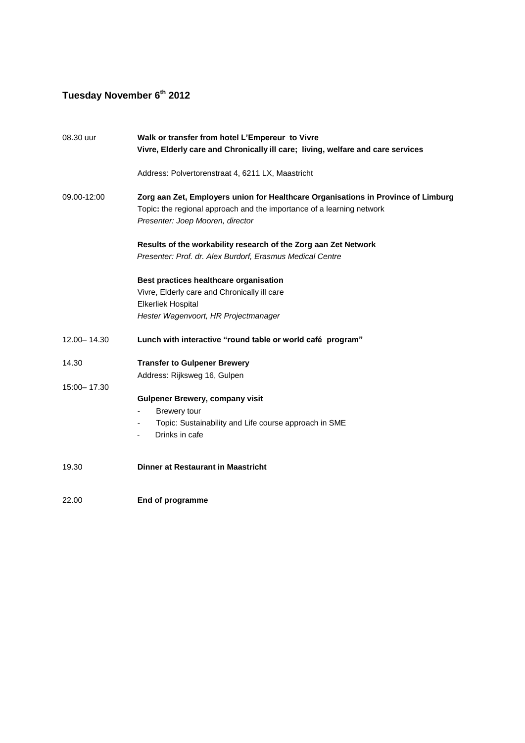## Tuesday November 6th 2012

| | |
|---|---|
| 08.30 uur | **Walk or transfer from hotel L'Empereur to Vivre**<br>**Vivre, Elderly care and Chronically ill care; living, welfare and care services**<br><br>Address: Polvertorenstraat 4, 6211 LX, Maastricht |
| 09.00-12:00 | **Zorg aan Zet, Employers union for Healthcare Organisations in Province of Limburg**<br>Topic**:** the regional approach and the importance of a learning network<br>*Presenter: Joep Mooren, director*<br><br>**Results of the workability research of the Zorg aan Zet Network**<br>*Presenter: Prof. dr. Alex Burdorf, Erasmus Medical Centre*<br><br>**Best practices healthcare organisation**<br>Vivre, Elderly care and Chronically ill care<br>Elkerliek Hospital<br>*Hester Wagenvoort, HR Projectmanager* |
| 12.00– 14.30 | **Lunch with interactive "round table or world café program"** |
| 14.30 | **Transfer to Gulpener Brewery**<br>Address: Rijksweg 16, Gulpen |
| 15:00– 17.30 | **Gulpener Brewery, company visit**<br>- Brewery tour<br>- Topic: Sustainability and Life course approach in SME<br>- Drinks in cafe |
| 19.30 | **Dinner at Restaurant in Maastricht** |
| 22.00 | **End of programme** |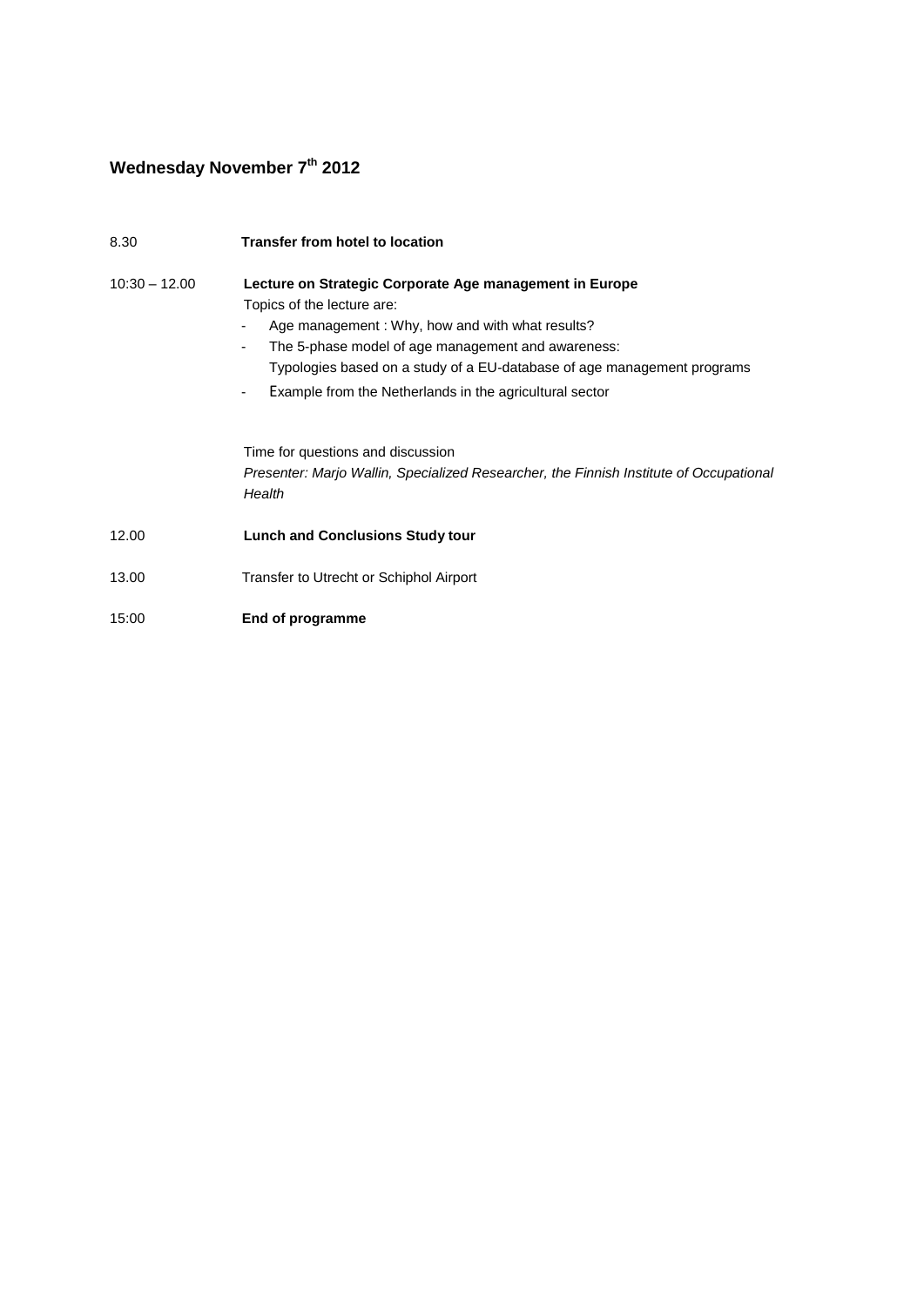## Wednesday November 7th 2012

| | | |
|---|---|---|
| 8.30 | **Transfer from hotel to location** | |
| 10:30 – 12.00 | **Lecture on Strategic Corporate Age management in Europe** | |

Topics of the lecture are:

- Age management : Why, how and with what results?
- The 5-phase model of age management and awareness:
  Typologies based on a study of a EU-database of age management programs
- Example from the Netherlands in the agricultural sector

Time for questions and discussion

*Presenter: Marjo Wallin, Specialized Researcher, the Finnish Institute of Occupational Health*

| | |
|---|---|
| 12.00 | **Lunch and Conclusions Study tour** |
| 13.00 | Transfer to Utrecht or Schiphol Airport |
| 15:00 | **End of programme** |